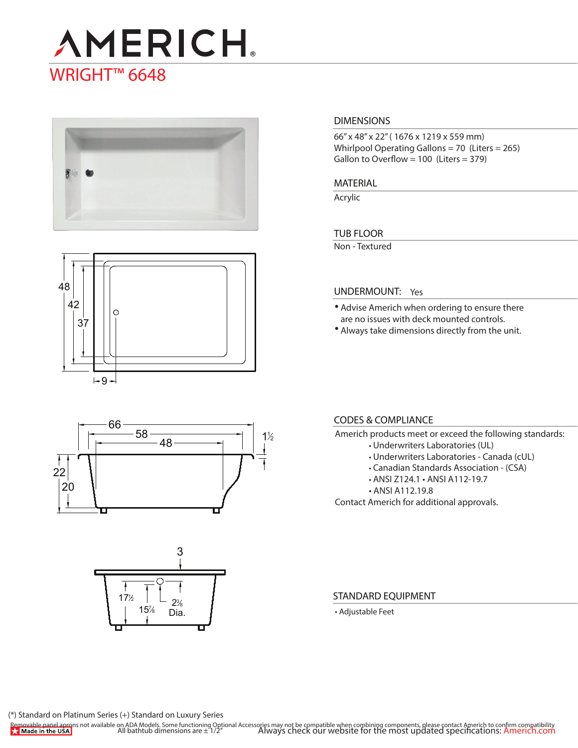# AMERICH®

## WRIGHT™ 6648

48
42
37
9

66
58
48
1½
22
20

3
17½
15⅞
2⅜
Dia.

## DIMENSIONS

66" x 48" x 22" ( 1676 x 1219 x 559 mm)
Whirlpool Operating Gallons = 70 (Liters = 265)
Gallon to Overflow = 100 (Liters = 379)

## MATERIAL

Acrylic

## TUB FLOOR

Non - Textured

## UNDERMOUNT: Yes

- Advise Americh when ordering to ensure there are no issues with deck mounted controls.
- Always take dimensions directly from the unit.

## CODES & COMPLIANCE

Americh products meet or exceed the following standards:

- Underwriters Laboratories (UL)
- Underwriters Laboratories - Canada (cUL)
- Canadian Standards Association - (CSA)
- ANSI Z124.1 • ANSI A112-19.7
- ANSI A112.19.8

Contact Americh for additional approvals.

## STANDARD EQUIPMENT

- Adjustable Feet

(*) Standard on Platinum Series (+) Standard on Luxury Series

Removable panel aprons not available on ADA Models. Some functioning Optional Accessories may not be compatible when combining components, please contact Americh to confirm compatibility

Made in the USA

All bathtub dimensions are ± 1/2"

Always check our website for the most updated specifications: Americh.com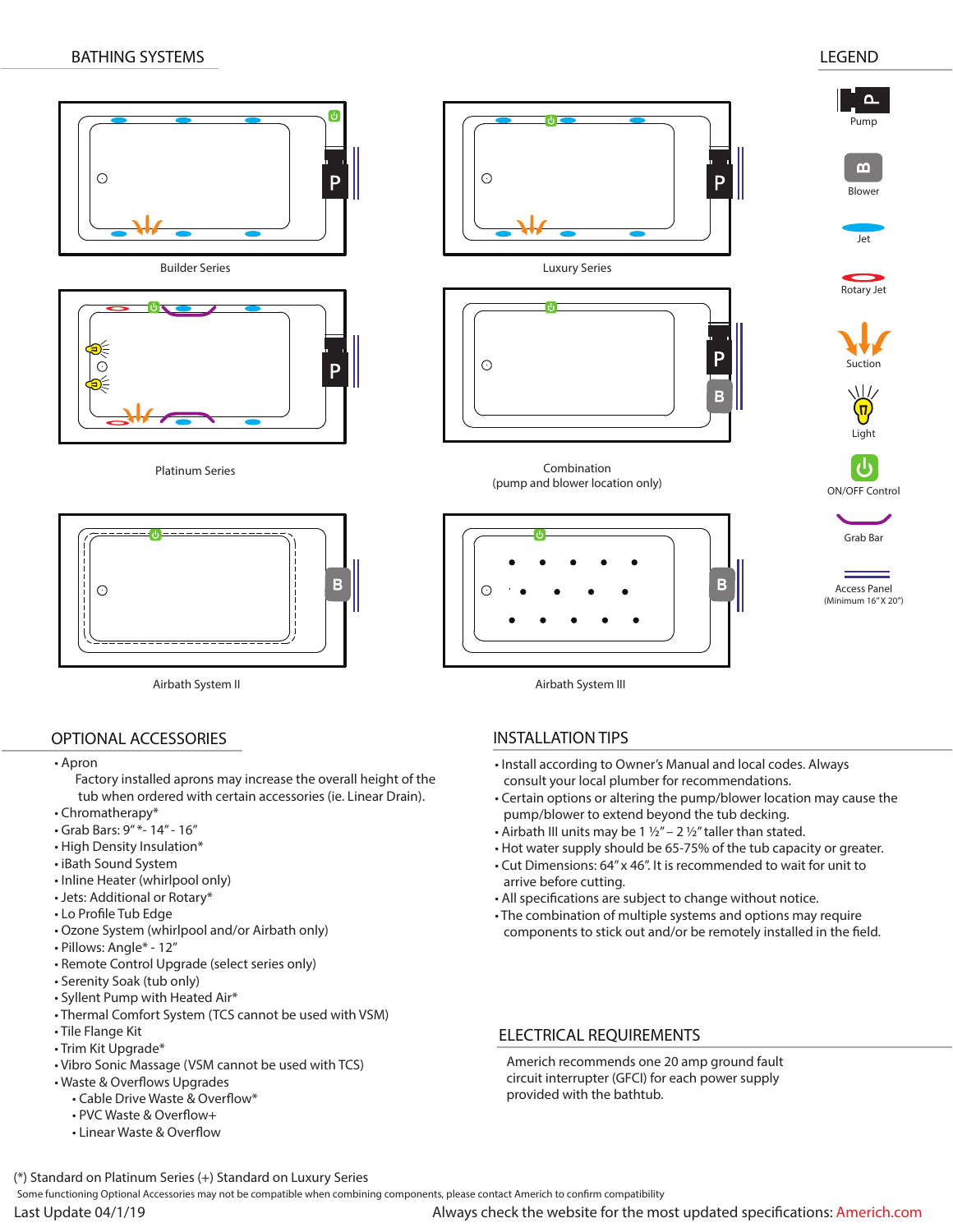## BATHING SYSTEMS

Builder Series

Luxury Series

Platinum Series

Combination
(pump and blower location only)

Airbath System II

Airbath System III

## LEGEND

Pump

Blower

Jet

Rotary Jet

Suction

Light

ON/OFF Control

Grab Bar

Access Panel
(Minimum 16" X 20")

## OPTIONAL ACCESSORIES

- Apron
  Factory installed aprons may increase the overall height of the tub when ordered with certain accessories (ie. Linear Drain).
- Chromatherapy*
- Grab Bars: 9"*- 14" - 16"
- High Density Insulation*
- iBath Sound System
- Inline Heater (whirlpool only)
- Jets: Additional or Rotary*
- Lo Profile Tub Edge
- Ozone System (whirlpool and/or Airbath only)
- Pillows: Angle* - 12"
- Remote Control Upgrade (select series only)
- Serenity Soak (tub only)
- Syllent Pump with Heated Air*
- Thermal Comfort System (TCS cannot be used with VSM)
- Tile Flange Kit
- Trim Kit Upgrade*
- Vibro Sonic Massage (VSM cannot be used with TCS)
- Waste & Overflows Upgrades
  - Cable Drive Waste & Overflow*
  - PVC Waste & Overflow+
  - Linear Waste & Overflow

## INSTALLATION TIPS

- Install according to Owner's Manual and local codes. Always consult your local plumber for recommendations.
- Certain options or altering the pump/blower location may cause the pump/blower to extend beyond the tub decking.
- Airbath III units may be 1 ½" – 2 ½" taller than stated.
- Hot water supply should be 65-75% of the tub capacity or greater.
- Cut Dimensions: 64" x 46". It is recommended to wait for unit to arrive before cutting.
- All specifications are subject to change without notice.
- The combination of multiple systems and options may require components to stick out and/or be remotely installed in the field.

## ELECTRICAL REQUIREMENTS

Americh recommends one 20 amp ground fault circuit interrupter (GFCI) for each power supply provided with the bathtub.

(*) Standard on Platinum Series (+) Standard on Luxury Series

Some functioning Optional Accessories may not be compatible when combining components, please contact Americh to confirm compatibility

Last Update 04/1/19

Always check the website for the most updated specifications: Americh.com